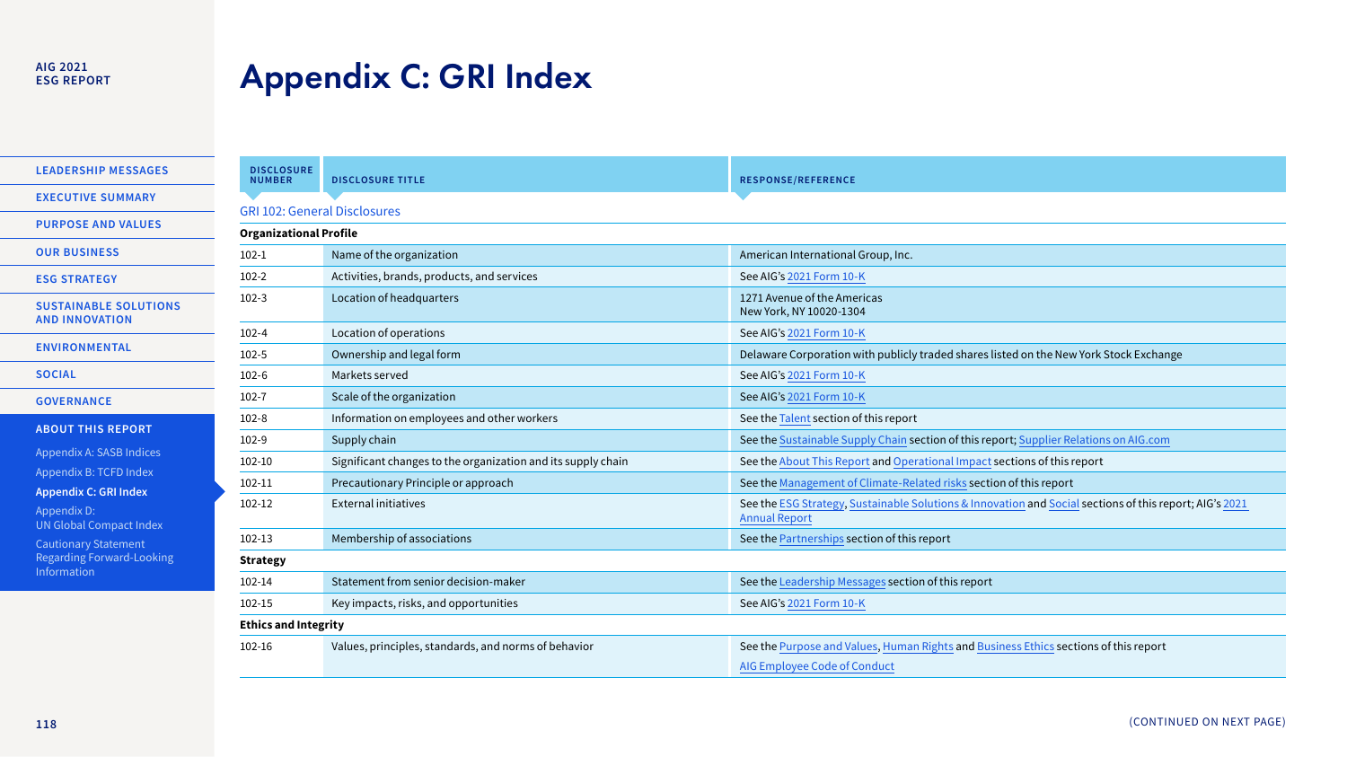# Appendix C: GRI Index

| DISCLOSURE NUMBER | DISCLOSURE TITLE | RESPONSE/REFERENCE |
|---|---|---|
| GRI 102: General Disclosures | | |
| **Organizational Profile** | | |
| 102-1 | Name of the organization | American International Group, Inc. |
| 102-2 | Activities, brands, products, and services | See AIG's 2021 Form 10-K |
| 102-3 | Location of headquarters | 1271 Avenue of the Americas New York, NY 10020-1304 |
| 102-4 | Location of operations | See AIG's 2021 Form 10-K |
| 102-5 | Ownership and legal form | Delaware Corporation with publicly traded shares listed on the New York Stock Exchange |
| 102-6 | Markets served | See AIG's 2021 Form 10-K |
| 102-7 | Scale of the organization | See AIG's 2021 Form 10-K |
| 102-8 | Information on employees and other workers | See the Talent section of this report |
| 102-9 | Supply chain | See the Sustainable Supply Chain section of this report; Supplier Relations on AIG.com |
| 102-10 | Significant changes to the organization and its supply chain | See the About This Report and Operational Impact sections of this report |
| 102-11 | Precautionary Principle or approach | See the Management of Climate-Related risks section of this report |
| 102-12 | External initiatives | See the ESG Strategy, Sustainable Solutions & Innovation and Social sections of this report; AIG's 2021 Annual Report |
| 102-13 | Membership of associations | See the Partnerships section of this report |
| **Strategy** | | |
| 102-14 | Statement from senior decision-maker | See the Leadership Messages section of this report |
| 102-15 | Key impacts, risks, and opportunities | See AIG's 2021 Form 10-K |
| **Ethics and Integrity** | | |
| 102-16 | Values, principles, standards, and norms of behavior | See the Purpose and Values, Human Rights and Business Ethics sections of this report<br>AIG Employee Code of Conduct |

(CONTINUED ON NEXT PAGE)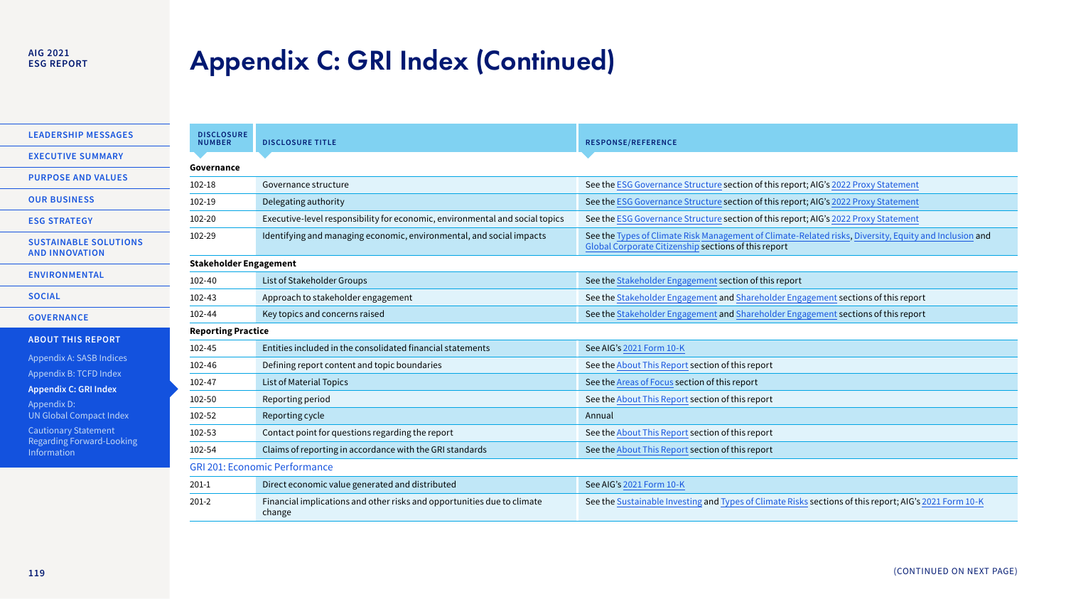# Appendix C: GRI Index (Continued)

| DISCLOSURE NUMBER | DISCLOSURE TITLE | RESPONSE/REFERENCE |
|---|---|---|
| **Governance** | | |
| 102-18 | Governance structure | See the ESG Governance Structure section of this report; AIG's 2022 Proxy Statement |
| 102-19 | Delegating authority | See the ESG Governance Structure section of this report; AIG's 2022 Proxy Statement |
| 102-20 | Executive-level responsibility for economic, environmental and social topics | See the ESG Governance Structure section of this report; AIG's 2022 Proxy Statement |
| 102-29 | Identifying and managing economic, environmental, and social impacts | See the Types of Climate Risk Management of Climate-Related risks, Diversity, Equity and Inclusion and Global Corporate Citizenship sections of this report |
| **Stakeholder Engagement** | | |
| 102-40 | List of Stakeholder Groups | See the Stakeholder Engagement section of this report |
| 102-43 | Approach to stakeholder engagement | See the Stakeholder Engagement and Shareholder Engagement sections of this report |
| 102-44 | Key topics and concerns raised | See the Stakeholder Engagement and Shareholder Engagement sections of this report |
| **Reporting Practice** | | |
| 102-45 | Entities included in the consolidated financial statements | See AIG's 2021 Form 10-K |
| 102-46 | Defining report content and topic boundaries | See the About This Report section of this report |
| 102-47 | List of Material Topics | See the Areas of Focus section of this report |
| 102-50 | Reporting period | See the About This Report section of this report |
| 102-52 | Reporting cycle | Annual |
| 102-53 | Contact point for questions regarding the report | See the About This Report section of this report |
| 102-54 | Claims of reporting in accordance with the GRI standards | See the About This Report section of this report |
| GRI 201: Economic Performance | | |
| 201-1 | Direct economic value generated and distributed | See AIG's 2021 Form 10-K |
| 201-2 | Financial implications and other risks and opportunities due to climate change | See the Sustainable Investing and Types of Climate Risks sections of this report; AIG's 2021 Form 10-K |

(CONTINUED ON NEXT PAGE)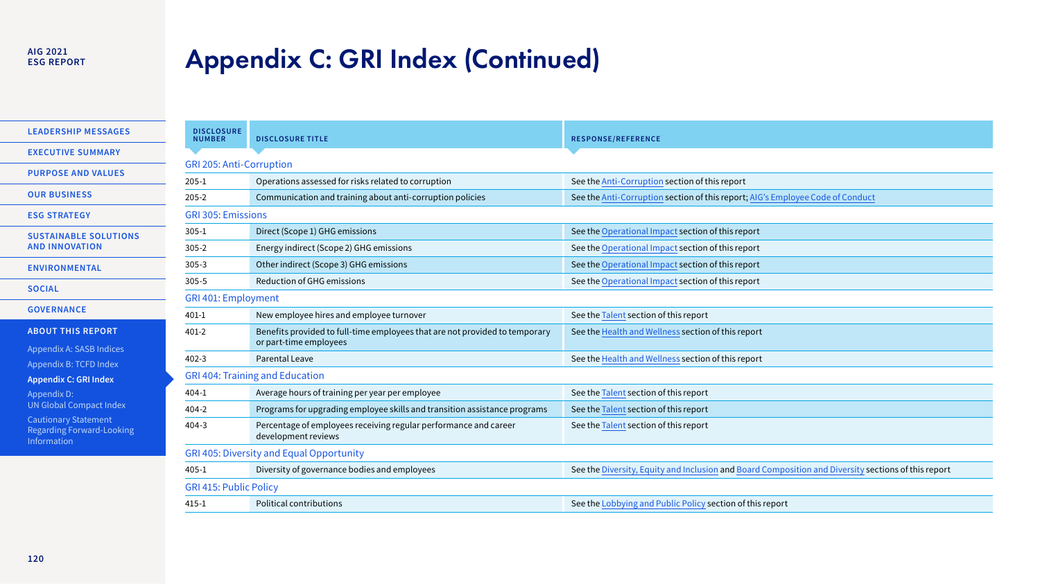# Appendix C: GRI Index (Continued)

| DISCLOSURE NUMBER | DISCLOSURE TITLE | RESPONSE/REFERENCE |
|---|---|---|
| **GRI 205: Anti-Corruption** | | |
| 205-1 | Operations assessed for risks related to corruption | See the Anti-Corruption section of this report |
| 205-2 | Communication and training about anti-corruption policies | See the Anti-Corruption section of this report; AIG's Employee Code of Conduct |
| **GRI 305: Emissions** | | |
| 305-1 | Direct (Scope 1) GHG emissions | See the Operational Impact section of this report |
| 305-2 | Energy indirect (Scope 2) GHG emissions | See the Operational Impact section of this report |
| 305-3 | Other indirect (Scope 3) GHG emissions | See the Operational Impact section of this report |
| 305-5 | Reduction of GHG emissions | See the Operational Impact section of this report |
| **GRI 401: Employment** | | |
| 401-1 | New employee hires and employee turnover | See the Talent section of this report |
| 401-2 | Benefits provided to full-time employees that are not provided to temporary or part-time employees | See the Health and Wellness section of this report |
| 402-3 | Parental Leave | See the Health and Wellness section of this report |
| **GRI 404: Training and Education** | | |
| 404-1 | Average hours of training per year per employee | See the Talent section of this report |
| 404-2 | Programs for upgrading employee skills and transition assistance programs | See the Talent section of this report |
| 404-3 | Percentage of employees receiving regular performance and career development reviews | See the Talent section of this report |
| **GRI 405: Diversity and Equal Opportunity** | | |
| 405-1 | Diversity of governance bodies and employees | See the Diversity, Equity and Inclusion and Board Composition and Diversity sections of this report |
| **GRI 415: Public Policy** | | |
| 415-1 | Political contributions | See the Lobbying and Public Policy section of this report |